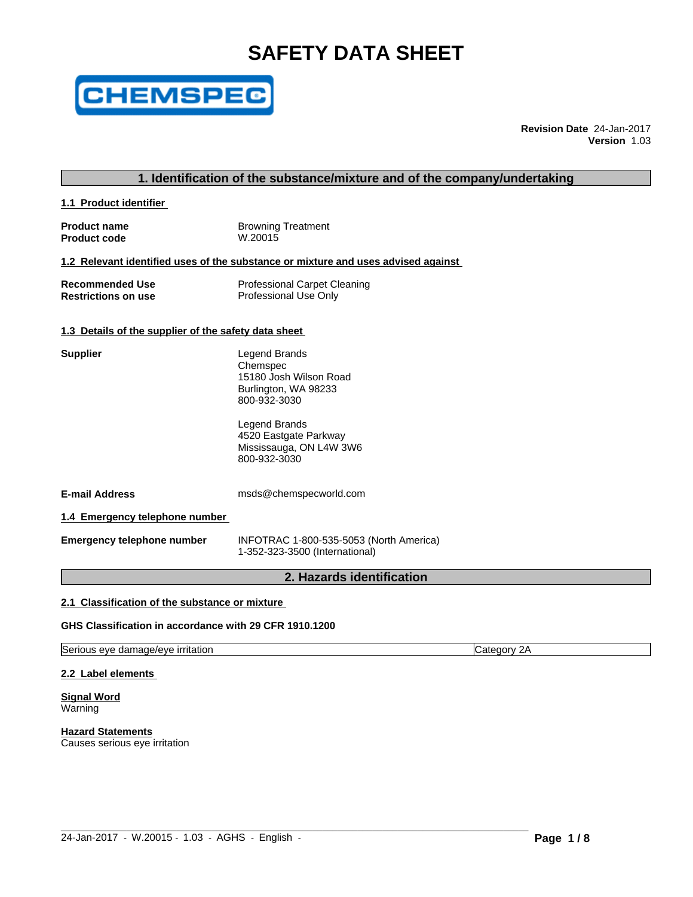# SAFETY DATA SHEET

**Revision Date** 24-Jan-2017
**Version** 1.03

## 1. Identification of the substance/mixture and of the company/undertaking

### 1.1 Product identifier

**Product name** Browning Treatment
**Product code** W.20015

### 1.2 Relevant identified uses of the substance or mixture and uses advised against

**Recommended Use** Professional Carpet Cleaning
**Restrictions on use** Professional Use Only

### 1.3 Details of the supplier of the safety data sheet

**Supplier**

Legend Brands
Chemspec
15180 Josh Wilson Road
Burlington, WA 98233
800-932-3030

Legend Brands
4520 Eastgate Parkway
Mississauga, ON L4W 3W6
800-932-3030

**E-mail Address** msds@chemspecworld.com

### 1.4 Emergency telephone number

**Emergency telephone number** INFOTRAC 1-800-535-5053 (North America)
1-352-323-3500 (International)

## 2. Hazards identification

### 2.1 Classification of the substance or mixture

**GHS Classification in accordance with 29 CFR 1910.1200**

| Serious eye damage/eye irritation | Category 2A |
|---|---|

### 2.2 Label elements

**Signal Word**
Warning

**Hazard Statements**
Causes serious eye irritation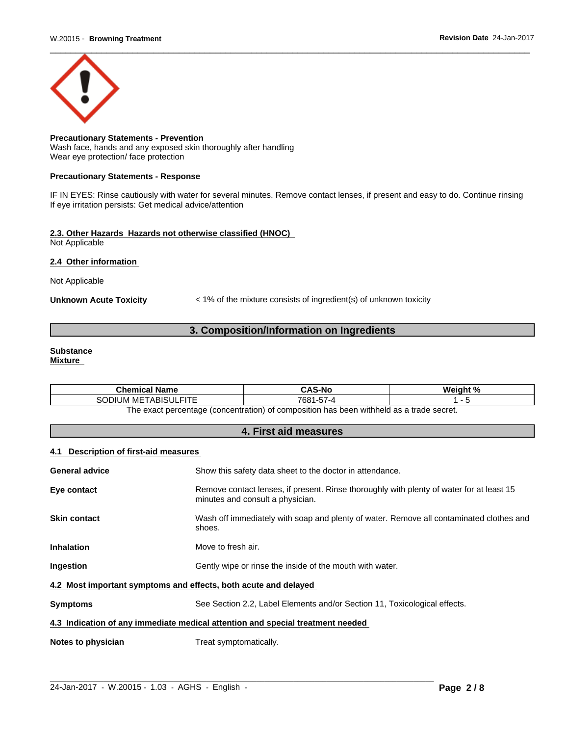**Precautionary Statements - Prevention**
Wash face, hands and any exposed skin thoroughly after handling
Wear eye protection/ face protection

**Precautionary Statements - Response**

IF IN EYES: Rinse cautiously with water for several minutes. Remove contact lenses, if present and easy to do. Continue rinsing
If eye irritation persists: Get medical advice/attention

**2.3. Other Hazards Hazards not otherwise classified (HNOC)**
Not Applicable

**2.4 Other information**

Not Applicable

**Unknown Acute Toxicity** < 1% of the mixture consists of ingredient(s) of unknown toxicity

## 3. Composition/Information on Ingredients

**Substance**
**Mixture**

| Chemical Name | CAS-No | Weight % |
|---|---|---|
| SODIUM METABISULFITE | 7681-57-4 | 1 - 5 |

The exact percentage (concentration) of composition has been withheld as a trade secret.

## 4. First aid measures

**4.1 Description of first-aid measures**

**General advice** Show this safety data sheet to the doctor in attendance.

**Eye contact** Remove contact lenses, if present. Rinse thoroughly with plenty of water for at least 15 minutes and consult a physician.

**Skin contact** Wash off immediately with soap and plenty of water. Remove all contaminated clothes and shoes.

**Inhalation** Move to fresh air.

**Ingestion** Gently wipe or rinse the inside of the mouth with water.

**4.2 Most important symptoms and effects, both acute and delayed**

**Symptoms** See Section 2.2, Label Elements and/or Section 11, Toxicological effects.

**4.3 Indication of any immediate medical attention and special treatment needed**

**Notes to physician** Treat symptomatically.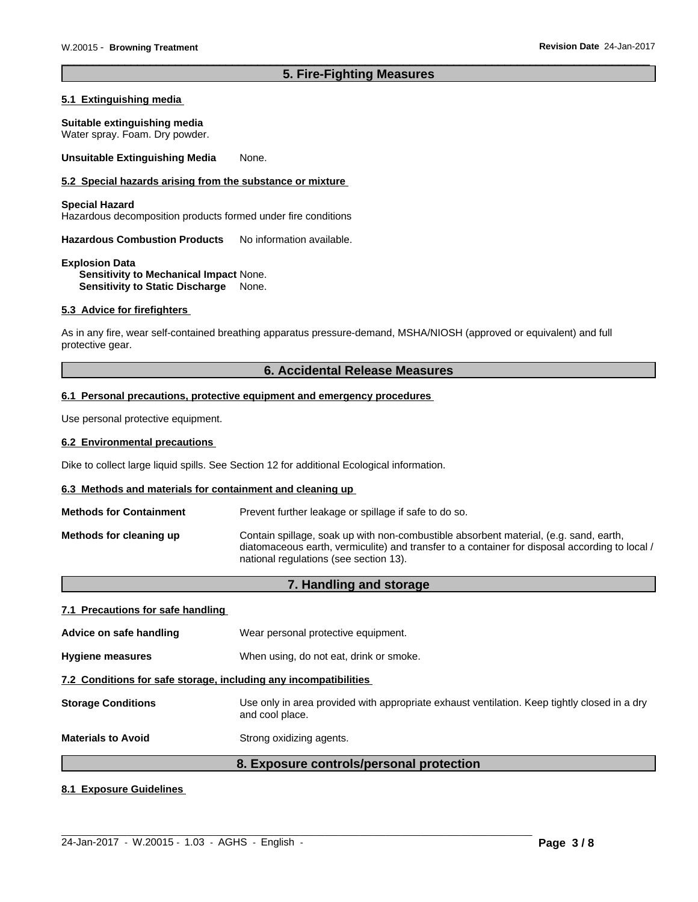## 5. Fire-Fighting Measures

### 5.1 Extinguishing media

**Suitable extinguishing media**
Water spray. Foam. Dry powder.

**Unsuitable Extinguishing Media** None.

### 5.2 Special hazards arising from the substance or mixture

**Special Hazard**
Hazardous decomposition products formed under fire conditions

**Hazardous Combustion Products** No information available.

**Explosion Data**
**Sensitivity to Mechanical Impact** None.
**Sensitivity to Static Discharge** None.

### 5.3 Advice for firefighters

As in any fire, wear self-contained breathing apparatus pressure-demand, MSHA/NIOSH (approved or equivalent) and full protective gear.

## 6. Accidental Release Measures

### 6.1 Personal precautions, protective equipment and emergency procedures

Use personal protective equipment.

### 6.2 Environmental precautions

Dike to collect large liquid spills. See Section 12 for additional Ecological information.

### 6.3 Methods and materials for containment and cleaning up

**Methods for Containment** Prevent further leakage or spillage if safe to do so.

**Methods for cleaning up** Contain spillage, soak up with non-combustible absorbent material, (e.g. sand, earth, diatomaceous earth, vermiculite) and transfer to a container for disposal according to local / national regulations (see section 13).

## 7. Handling and storage

### 7.1 Precautions for safe handling

**Advice on safe handling** Wear personal protective equipment.

**Hygiene measures** When using, do not eat, drink or smoke.

### 7.2 Conditions for safe storage, including any incompatibilities

**Storage Conditions** Use only in area provided with appropriate exhaust ventilation. Keep tightly closed in a dry and cool place.

**Materials to Avoid** Strong oxidizing agents.

## 8. Exposure controls/personal protection

### 8.1 Exposure Guidelines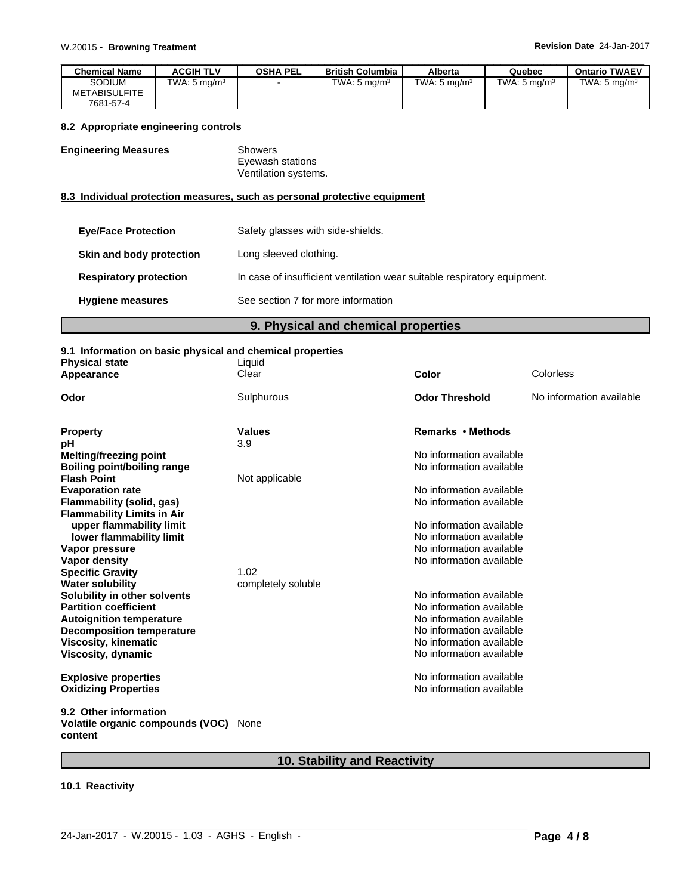| Chemical Name | ACGIH TLV | OSHA PEL | British Columbia | Alberta | Quebec | Ontario TWAEV |
|---|---|---|---|---|---|---|
| SODIUM METABISULFITE 7681-57-4 | TWA: 5 mg/m³ | - | TWA: 5 mg/m³ | TWA: 5 mg/m³ | TWA: 5 mg/m³ | TWA: 5 mg/m³ |

### 8.2 Appropriate engineering controls

**Engineering Measures**
Showers
Eyewash stations
Ventilation systems.

### 8.3 Individual protection measures, such as personal protective equipment

**Eye/Face Protection** Safety glasses with side-shields.

**Skin and body protection** Long sleeved clothing.

**Respiratory protection** In case of insufficient ventilation wear suitable respiratory equipment.

**Hygiene measures** See section 7 for more information

## 9. Physical and chemical properties

### 9.1 Information on basic physical and chemical properties

| | | | |
|---|---|---|---|
| **Physical state** | Liquid | | |
| **Appearance** | Clear | **Color** | Colorless |
| **Odor** | Sulphurous | **Odor Threshold** | No information available |

| Property | Values | Remarks • Methods |
|---|---|---|
| **pH** | 3.9 | |
| **Melting/freezing point** | | No information available |
| **Boiling point/boiling range** | | No information available |
| **Flash Point** | Not applicable | |
| **Evaporation rate** | | No information available |
| **Flammability (solid, gas)** | | No information available |
| **Flammability Limits in Air** | | |
| **upper flammability limit** | | No information available |
| **lower flammability limit** | | No information available |
| **Vapor pressure** | | No information available |
| **Vapor density** | | No information available |
| **Specific Gravity** | 1.02 | |
| **Water solubility** | completely soluble | |
| **Solubility in other solvents** | | No information available |
| **Partition coefficient** | | No information available |
| **Autoignition temperature** | | No information available |
| **Decomposition temperature** | | No information available |
| **Viscosity, kinematic** | | No information available |
| **Viscosity, dynamic** | | No information available |
| **Explosive properties** | | No information available |
| **Oxidizing Properties** | | No information available |

### 9.2 Other information

**Volatile organic compounds (VOC) content** None

## 10. Stability and Reactivity

### 10.1 Reactivity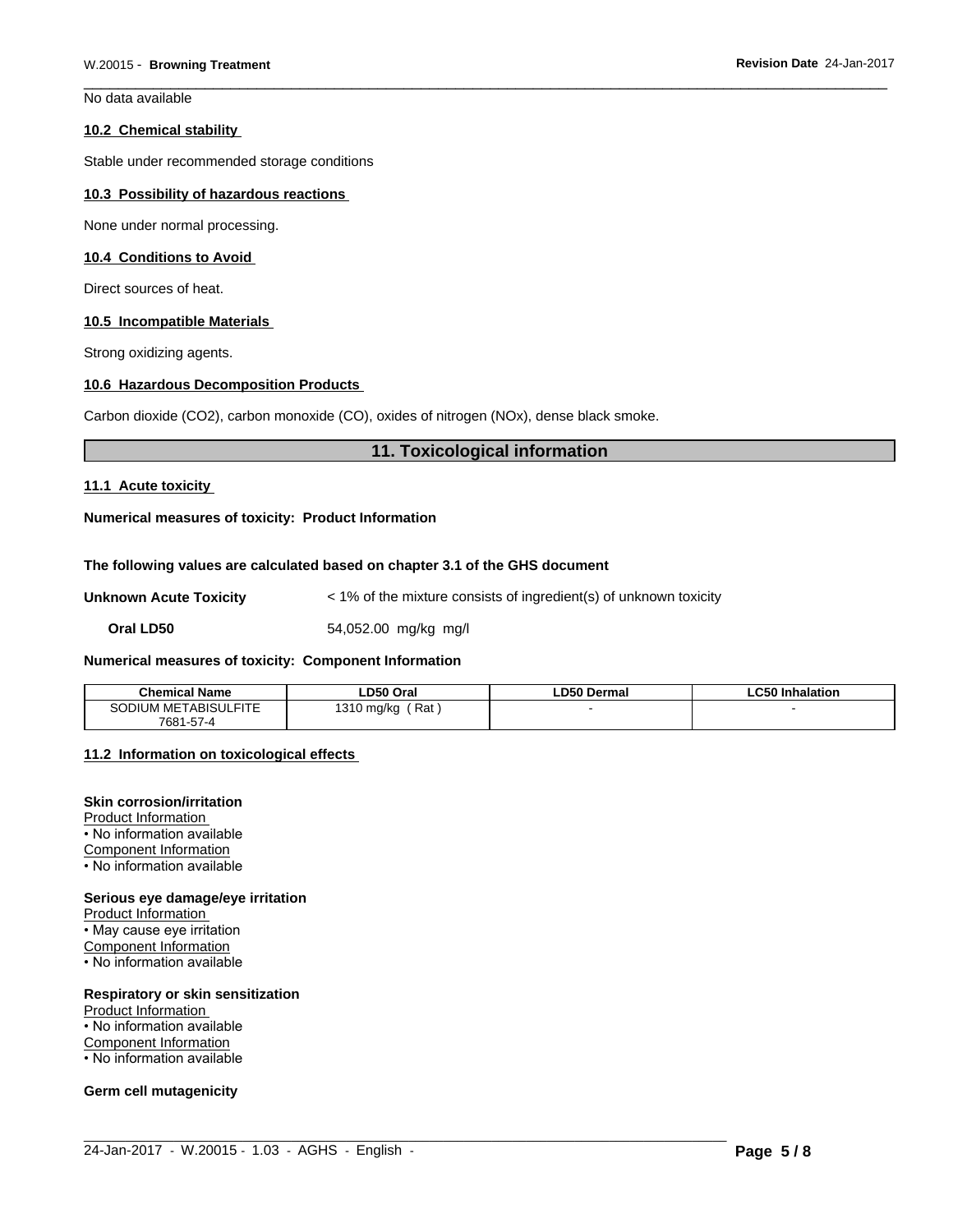No data available

### 10.2 Chemical stability

Stable under recommended storage conditions

### 10.3 Possibility of hazardous reactions

None under normal processing.

### 10.4 Conditions to Avoid

Direct sources of heat.

### 10.5 Incompatible Materials

Strong oxidizing agents.

### 10.6 Hazardous Decomposition Products

Carbon dioxide ($CO_2$), carbon monoxide (CO), oxides of nitrogen ($NO_x$), dense black smoke.

## 11. Toxicological information

### 11.1 Acute toxicity

**Numerical measures of toxicity: Product Information**

**The following values are calculated based on chapter 3.1 of the GHS document**

**Unknown Acute Toxicity** < 1% of the mixture consists of ingredient(s) of unknown toxicity

**Oral LD50** 54,052.00 mg/kg mg/l

**Numerical measures of toxicity: Component Information**

| Chemical Name | LD50 Oral | LD50 Dermal | LC50 Inhalation |
|---|---|---|---|
| SODIUM METABISULFITE 7681-57-4 | 1310 mg/kg ( Rat ) | - | - |

### 11.2 Information on toxicological effects

**Skin corrosion/irritation**
Product Information
• No information available
Component Information
• No information available

**Serious eye damage/eye irritation**
Product Information
• May cause eye irritation
Component Information
• No information available

**Respiratory or skin sensitization**
Product Information
• No information available
Component Information
• No information available

**Germ cell mutagenicity**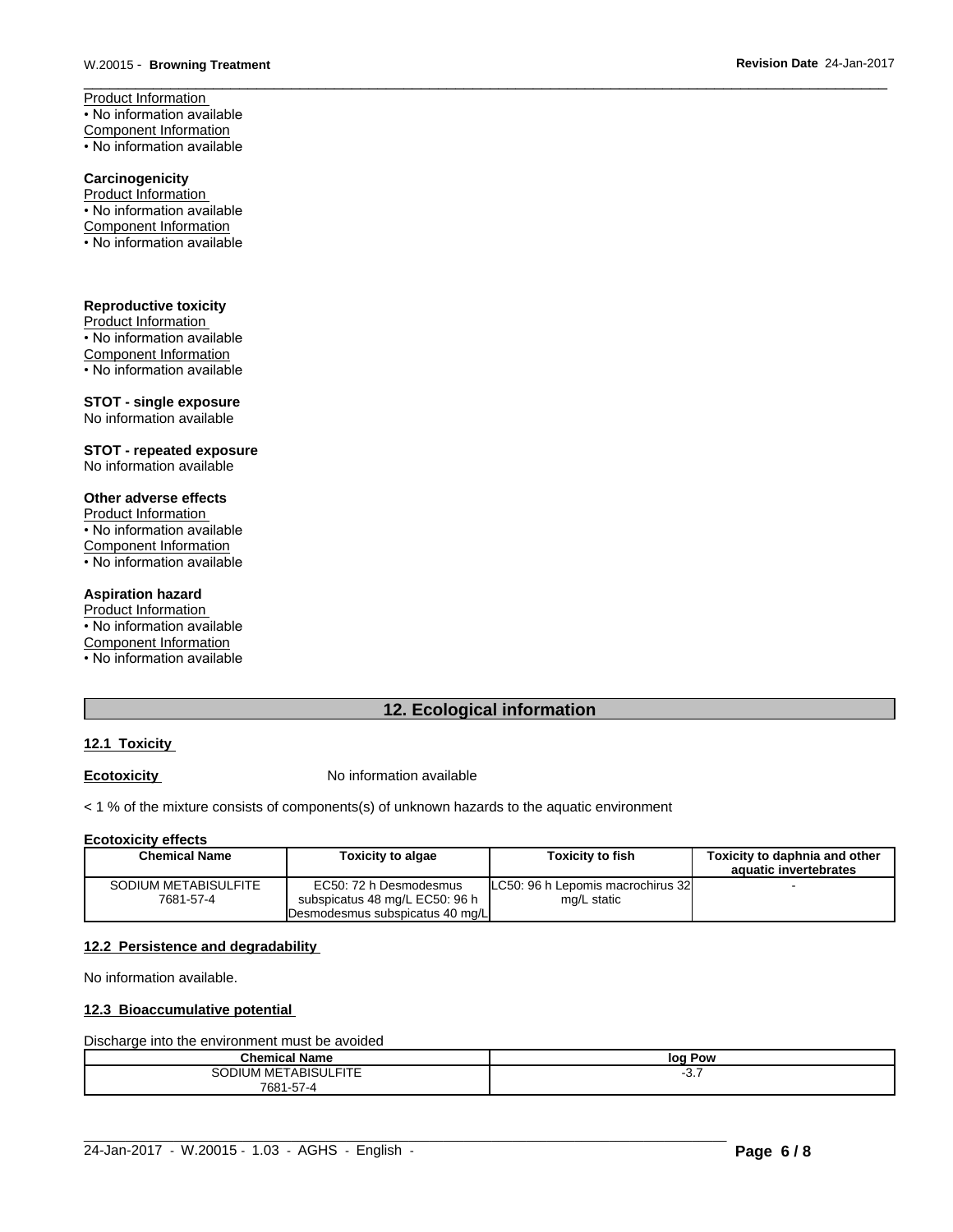Product Information

• No information available

Component Information

• No information available

**Carcinogenicity**

Product Information

• No information available

Component Information

• No information available

**Reproductive toxicity**

Product Information

• No information available

Component Information

• No information available

**STOT - single exposure**

No information available

**STOT - repeated exposure**

No information available

**Other adverse effects**

Product Information

• No information available

Component Information

• No information available

**Aspiration hazard**

Product Information

• No information available

Component Information

• No information available

## 12. Ecological information

### 12.1 Toxicity

**Ecotoxicity** No information available

< 1 % of the mixture consists of components(s) of unknown hazards to the aquatic environment

**Ecotoxicity effects**

| Chemical Name | Toxicity to algae | Toxicity to fish | Toxicity to daphnia and other aquatic invertebrates |
|---|---|---|---|
| SODIUM METABISULFITE 7681-57-4 | EC50: 72 h Desmodesmus subspicatus 48 mg/L EC50: 96 h Desmodesmus subspicatus 40 mg/L | LC50: 96 h Lepomis macrochirus 32 mg/L static | - |

### 12.2 Persistence and degradability

No information available.

### 12.3 Bioaccumulative potential

Discharge into the environment must be avoided

| Chemical Name | log Pow |
|---|---|
| SODIUM METABISULFITE 7681-57-4 | -3.7 |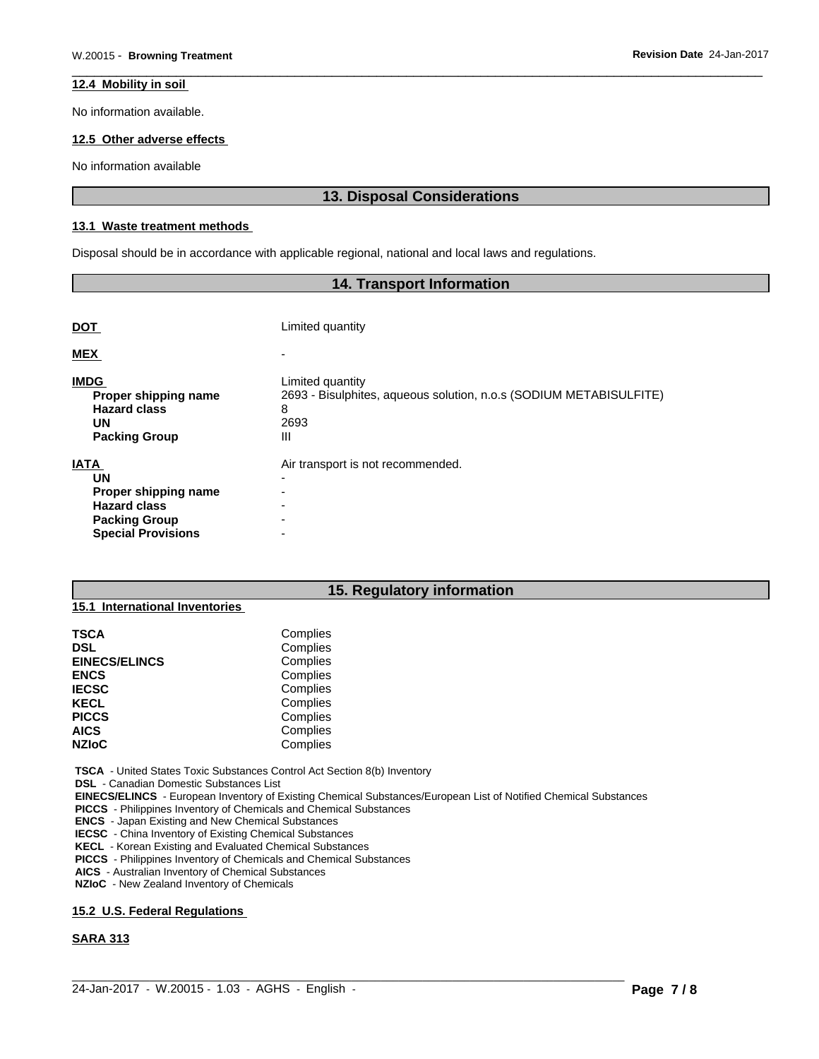### 12.4 Mobility in soil

No information available.

### 12.5 Other adverse effects

No information available

## 13. Disposal Considerations

### 13.1 Waste treatment methods

Disposal should be in accordance with applicable regional, national and local laws and regulations.

## 14. Transport Information

**DOT** Limited quantity

**MEX** -

**IMDG** Limited quantity

| | |
|---|---|
| **Proper shipping name** | 2693 - Bisulphites, aqueous solution, n.o.s (SODIUM METABISULFITE) |
| **Hazard class** | 8 |
| **UN** | 2693 |
| **Packing Group** | III |

**IATA** Air transport is not recommended.

| | |
|---|---|
| **UN** | - |
| **Proper shipping name** | - |
| **Hazard class** | - |
| **Packing Group** | - |
| **Special Provisions** | - |

## 15. Regulatory information

### 15.1 International Inventories

| | |
|---|---|
| **TSCA** | Complies |
| **DSL** | Complies |
| **EINECS/ELINCS** | Complies |
| **ENCS** | Complies |
| **IECSC** | Complies |
| **KECL** | Complies |
| **PICCS** | Complies |
| **AICS** | Complies |
| **NZIoC** | Complies |

**TSCA** - United States Toxic Substances Control Act Section 8(b) Inventory
**DSL** - Canadian Domestic Substances List
**EINECS/ELINCS** - European Inventory of Existing Chemical Substances/European List of Notified Chemical Substances
**PICCS** - Philippines Inventory of Chemicals and Chemical Substances
**ENCS** - Japan Existing and New Chemical Substances
**IECSC** - China Inventory of Existing Chemical Substances
**KECL** - Korean Existing and Evaluated Chemical Substances
**PICCS** - Philippines Inventory of Chemicals and Chemical Substances
**AICS** - Australian Inventory of Chemical Substances
**NZIoC** - New Zealand Inventory of Chemicals

### 15.2 U.S. Federal Regulations

**SARA 313**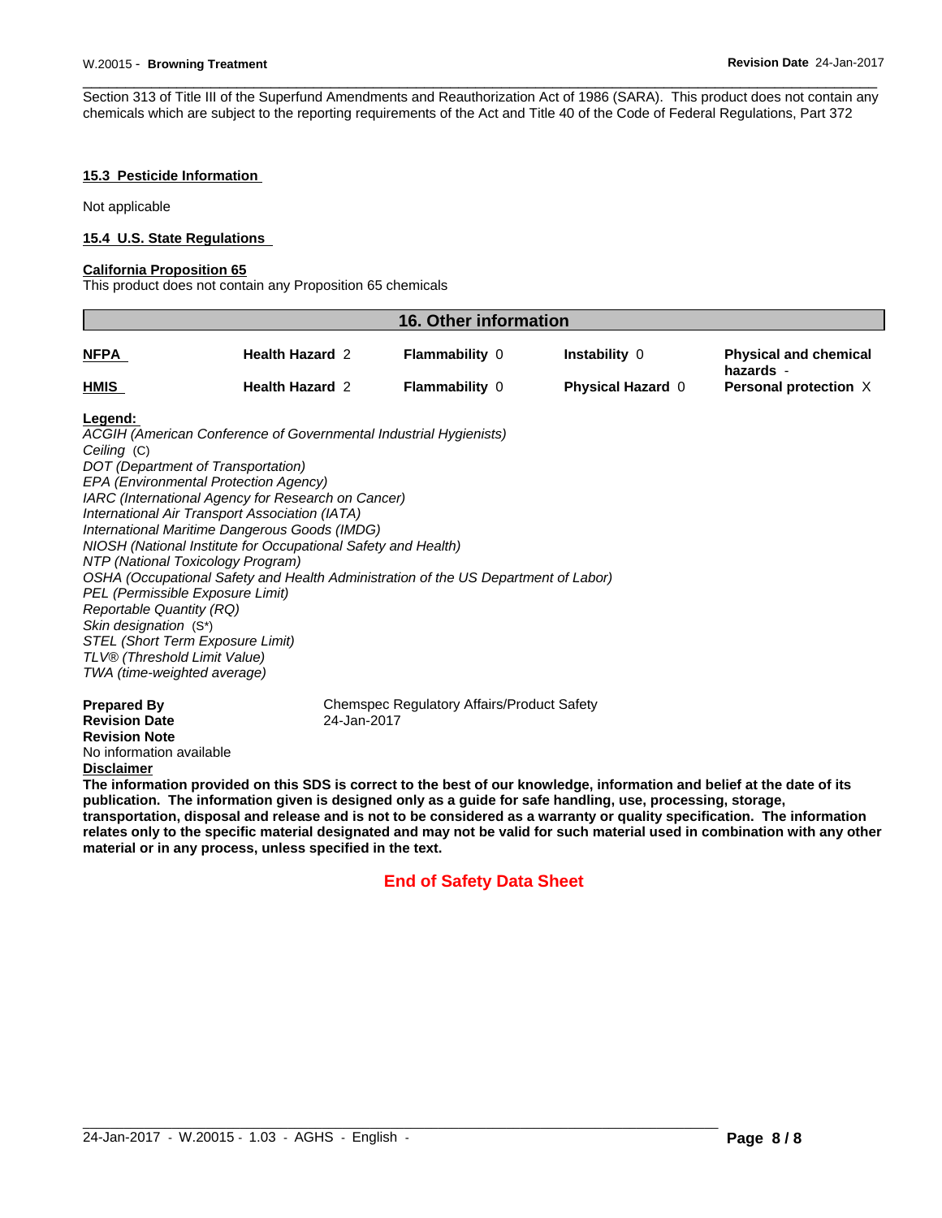Section 313 of Title III of the Superfund Amendments and Reauthorization Act of 1986 (SARA). This product does not contain any chemicals which are subject to the reporting requirements of the Act and Title 40 of the Code of Federal Regulations, Part 372

### 15.3 Pesticide Information

Not applicable

### 15.4 U.S. State Regulations

**California Proposition 65**

This product does not contain any Proposition 65 chemicals

## 16. Other information

| | | | | |
|---|---|---|---|---|
| **NFPA** | **Health Hazard** 2 | **Flammability** 0 | **Instability** 0 | **Physical and chemical hazards** - |
| **HMIS** | **Health Hazard** 2 | **Flammability** 0 | **Physical Hazard** 0 | **Personal protection** X |

**Legend:**

*ACGIH (American Conference of Governmental Industrial Hygienists)*
*Ceiling* (C)
*DOT (Department of Transportation)*
*EPA (Environmental Protection Agency)*
*IARC (International Agency for Research on Cancer)*
*International Air Transport Association (IATA)*
*International Maritime Dangerous Goods (IMDG)*
*NIOSH (National Institute for Occupational Safety and Health)*
*NTP (National Toxicology Program)*
*OSHA (Occupational Safety and Health Administration of the US Department of Labor)*
*PEL (Permissible Exposure Limit)*
*Reportable Quantity (RQ)*
*Skin designation* (S*)
*STEL (Short Term Exposure Limit)*
*TLV® (Threshold Limit Value)*
*TWA (time-weighted average)*

**Prepared By** Chemspec Regulatory Affairs/Product Safety
**Revision Date** 24-Jan-2017
**Revision Note**
No information available

**Disclaimer**

**The information provided on this SDS is correct to the best of our knowledge, information and belief at the date of its publication. The information given is designed only as a guide for safe handling, use, processing, storage, transportation, disposal and release and is not to be considered as a warranty or quality specification. The information relates only to the specific material designated and may not be valid for such material used in combination with any other material or in any process, unless specified in the text.**

**End of Safety Data Sheet**